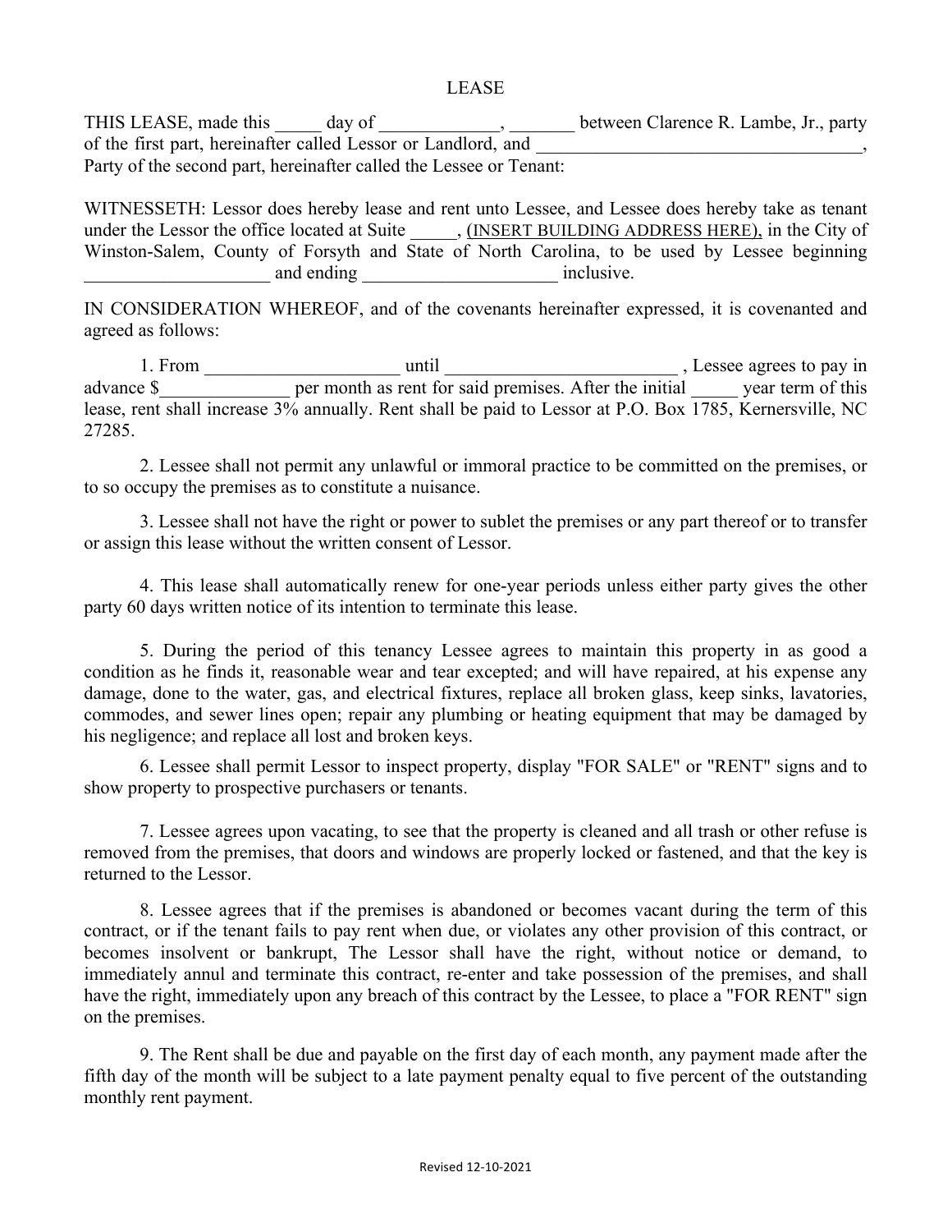# LEASE

THIS LEASE, made this _____ day of _____________, _______ between Clarence R. Lambe, Jr., party of the first part, hereinafter called Lessor or Landlord, and ___________________________________, Party of the second part, hereinafter called the Lessee or Tenant:

WITNESSETH: Lessor does hereby lease and rent unto Lessee, and Lessee does hereby take as tenant under the Lessor the office located at Suite _____, (INSERT BUILDING ADDRESS HERE), in the City of Winston-Salem, County of Forsyth and State of North Carolina, to be used by Lessee beginning ____________________ and ending _____________________ inclusive.

IN CONSIDERATION WHEREOF, and of the covenants hereinafter expressed, it is covenanted and agreed as follows:

1. From _____________________ until _________________________ , Lessee agrees to pay in advance $______________ per month as rent for said premises. After the initial _____ year term of this lease, rent shall increase 3% annually. Rent shall be paid to Lessor at P.O. Box 1785, Kernersville, NC 27285.

2. Lessee shall not permit any unlawful or immoral practice to be committed on the premises, or to so occupy the premises as to constitute a nuisance.

3. Lessee shall not have the right or power to sublet the premises or any part thereof or to transfer or assign this lease without the written consent of Lessor.

4. This lease shall automatically renew for one-year periods unless either party gives the other party 60 days written notice of its intention to terminate this lease.

5. During the period of this tenancy Lessee agrees to maintain this property in as good a condition as he finds it, reasonable wear and tear excepted; and will have repaired, at his expense any damage, done to the water, gas, and electrical fixtures, replace all broken glass, keep sinks, lavatories, commodes, and sewer lines open; repair any plumbing or heating equipment that may be damaged by his negligence; and replace all lost and broken keys.

6. Lessee shall permit Lessor to inspect property, display "FOR SALE" or "RENT" signs and to show property to prospective purchasers or tenants.

7. Lessee agrees upon vacating, to see that the property is cleaned and all trash or other refuse is removed from the premises, that doors and windows are properly locked or fastened, and that the key is returned to the Lessor.

8. Lessee agrees that if the premises is abandoned or becomes vacant during the term of this contract, or if the tenant fails to pay rent when due, or violates any other provision of this contract, or becomes insolvent or bankrupt, The Lessor shall have the right, without notice or demand, to immediately annul and terminate this contract, re-enter and take possession of the premises, and shall have the right, immediately upon any breach of this contract by the Lessee, to place a "FOR RENT" sign on the premises.

9. The Rent shall be due and payable on the first day of each month, any payment made after the fifth day of the month will be subject to a late payment penalty equal to five percent of the outstanding monthly rent payment.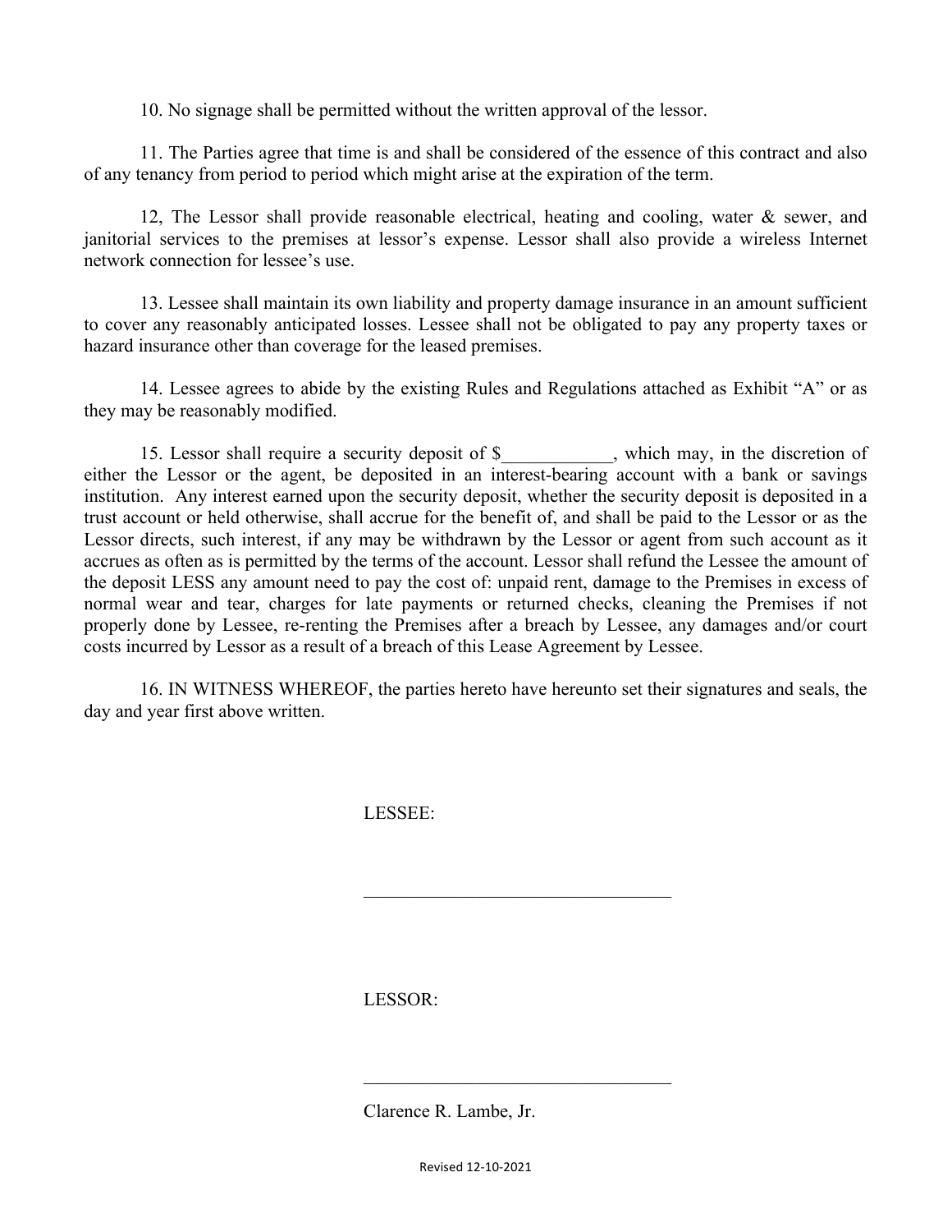10. No signage shall be permitted without the written approval of the lessor.

11. The Parties agree that time is and shall be considered of the essence of this contract and also of any tenancy from period to period which might arise at the expiration of the term.

12, The Lessor shall provide reasonable electrical, heating and cooling, water & sewer, and janitorial services to the premises at lessor's expense. Lessor shall also provide a wireless Internet network connection for lessee's use.

13. Lessee shall maintain its own liability and property damage insurance in an amount sufficient to cover any reasonably anticipated losses. Lessee shall not be obligated to pay any property taxes or hazard insurance other than coverage for the leased premises.

14. Lessee agrees to abide by the existing Rules and Regulations attached as Exhibit "A" or as they may be reasonably modified.

15. Lessor shall require a security deposit of $____________, which may, in the discretion of either the Lessor or the agent, be deposited in an interest-bearing account with a bank or savings institution. Any interest earned upon the security deposit, whether the security deposit is deposited in a trust account or held otherwise, shall accrue for the benefit of, and shall be paid to the Lessor or as the Lessor directs, such interest, if any may be withdrawn by the Lessor or agent from such account as it accrues as often as is permitted by the terms of the account. Lessor shall refund the Lessee the amount of the deposit LESS any amount need to pay the cost of: unpaid rent, damage to the Premises in excess of normal wear and tear, charges for late payments or returned checks, cleaning the Premises if not properly done by Lessee, re-renting the Premises after a breach by Lessee, any damages and/or court costs incurred by Lessor as a result of a breach of this Lease Agreement by Lessee.

16. IN WITNESS WHEREOF, the parties hereto have hereunto set their signatures and seals, the day and year first above written.

LESSEE:

_________________________________

LESSOR:

_________________________________

Clarence R. Lambe, Jr.

Revised 12-10-2021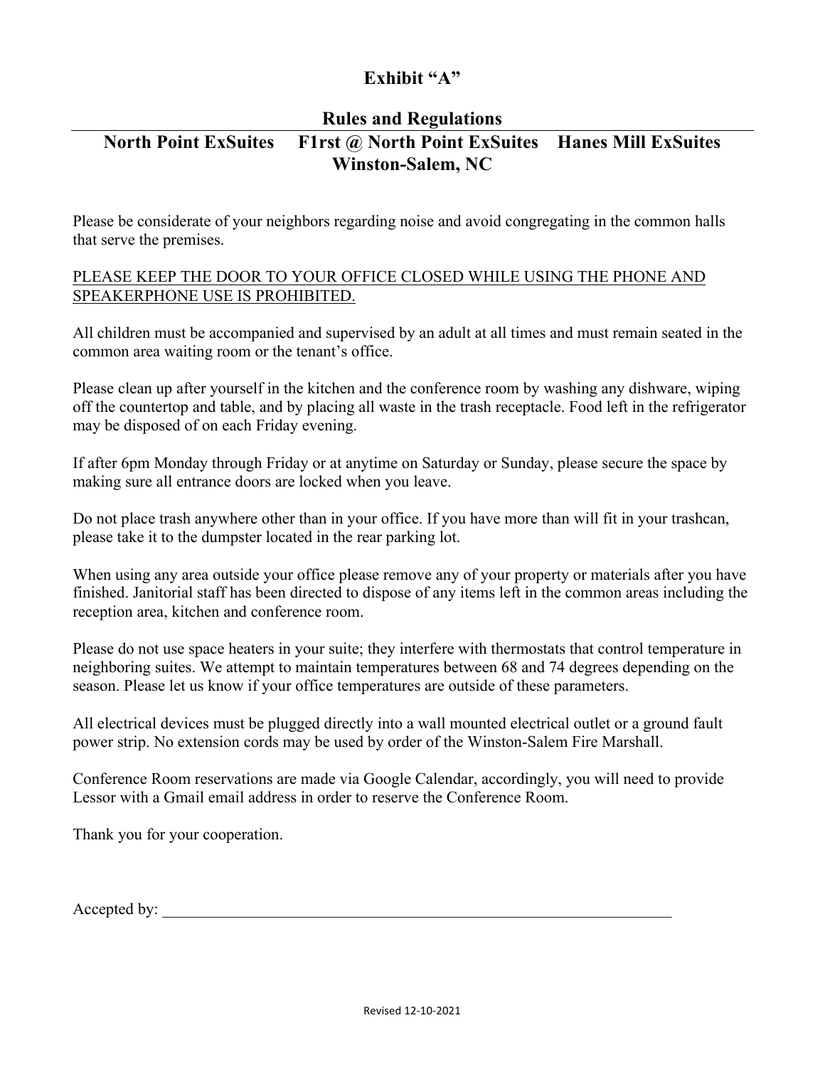# Exhibit "A"

## Rules and Regulations

**North Point ExSuites F1rst @ North Point ExSuites Hanes Mill ExSuites**
**Winston-Salem, NC**

Please be considerate of your neighbors regarding noise and avoid congregating in the common halls that serve the premises.

<u>PLEASE KEEP THE DOOR TO YOUR OFFICE CLOSED WHILE USING THE PHONE AND SPEAKERPHONE USE IS PROHIBITED.</u>

All children must be accompanied and supervised by an adult at all times and must remain seated in the common area waiting room or the tenant's office.

Please clean up after yourself in the kitchen and the conference room by washing any dishware, wiping off the countertop and table, and by placing all waste in the trash receptacle. Food left in the refrigerator may be disposed of on each Friday evening.

If after 6pm Monday through Friday or at anytime on Saturday or Sunday, please secure the space by making sure all entrance doors are locked when you leave.

Do not place trash anywhere other than in your office. If you have more than will fit in your trashcan, please take it to the dumpster located in the rear parking lot.

When using any area outside your office please remove any of your property or materials after you have finished. Janitorial staff has been directed to dispose of any items left in the common areas including the reception area, kitchen and conference room.

Please do not use space heaters in your suite; they interfere with thermostats that control temperature in neighboring suites. We attempt to maintain temperatures between 68 and 74 degrees depending on the season. Please let us know if your office temperatures are outside of these parameters.

All electrical devices must be plugged directly into a wall mounted electrical outlet or a ground fault power strip. No extension cords may be used by order of the Winston-Salem Fire Marshall.

Conference Room reservations are made via Google Calendar, accordingly, you will need to provide Lessor with a Gmail email address in order to reserve the Conference Room.

Thank you for your cooperation.

Accepted by: ____________________________________________________________________

Revised 12-10-2021